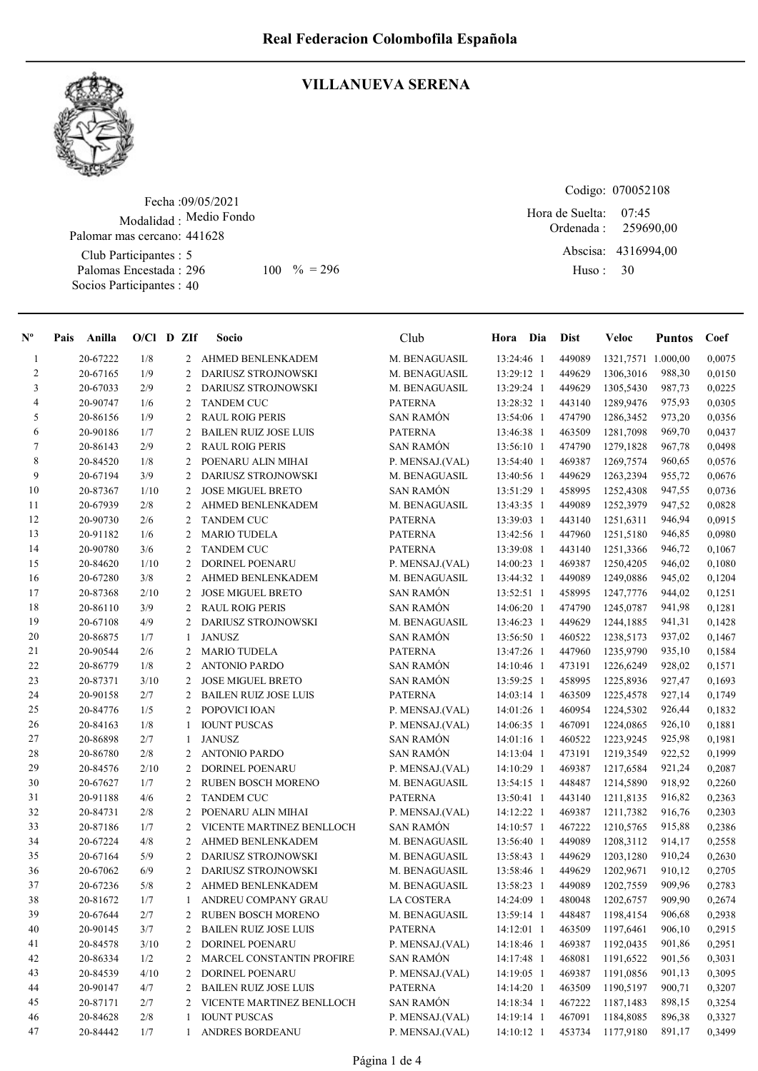# Real Federacion Colombofila Española

## VILLANUEVA SERENA

Fecha :09/05/2021
Modalidad : Medio Fondo
Palomar mas cercano: 441628
Club Participantes : 5
Palomas Encestada : 296 100 % = 296
Socios Participantes : 40

Codigo: 070052108
Hora de Suelta: 07:45
Ordenada : 259690,00
Abscisa: 4316994,00
Huso : 30

| Nº | Pais | Anilla | O/Cl | D | ZIf | Socio | Club | Hora | Dia | Dist | Veloc | Puntos | Coef |
|---|---|---|---|---|---|---|---|---|---|---|---|---|---|
| 1 | | 20-67222 | 1/8 | | 2 | AHMED BENLENKADEM | M. BENAGUASIL | 13:24:46 | 1 | 449089 | 1321,7571 | 1.000,00 | 0,0075 |
| 2 | | 20-67165 | 1/9 | | 2 | DARIUSZ STROJNOWSKI | M. BENAGUASIL | 13:29:12 | 1 | 449629 | 1306,3016 | 988,30 | 0,0150 |
| 3 | | 20-67033 | 2/9 | | 2 | DARIUSZ STROJNOWSKI | M. BENAGUASIL | 13:29:24 | 1 | 449629 | 1305,5430 | 987,73 | 0,0225 |
| 4 | | 20-90747 | 1/6 | | 2 | TANDEM CUC | PATERNA | 13:28:32 | 1 | 443140 | 1289,9476 | 975,93 | 0,0305 |
| 5 | | 20-86156 | 1/9 | | 2 | RAUL ROIG PERIS | SAN RAMÓN | 13:54:06 | 1 | 474790 | 1286,3452 | 973,20 | 0,0356 |
| 6 | | 20-90186 | 1/7 | | 2 | BAILEN RUIZ JOSE LUIS | PATERNA | 13:46:38 | 1 | 463509 | 1281,7098 | 969,70 | 0,0437 |
| 7 | | 20-86143 | 2/9 | | 2 | RAUL ROIG PERIS | SAN RAMÓN | 13:56:10 | 1 | 474790 | 1279,1828 | 967,78 | 0,0498 |
| 8 | | 20-84520 | 1/8 | | 2 | POENARU ALIN MIHAI | P. MENSAJ.(VAL) | 13:54:40 | 1 | 469387 | 1269,7574 | 960,65 | 0,0576 |
| 9 | | 20-67194 | 3/9 | | 2 | DARIUSZ STROJNOWSKI | M. BENAGUASIL | 13:40:56 | 1 | 449629 | 1263,2394 | 955,72 | 0,0676 |
| 10 | | 20-87367 | 1/10 | | 2 | JOSE MIGUEL BRETO | SAN RAMÓN | 13:51:29 | 1 | 458995 | 1252,4308 | 947,55 | 0,0736 |
| 11 | | 20-67939 | 2/8 | | 2 | AHMED BENLENKADEM | M. BENAGUASIL | 13:43:35 | 1 | 449089 | 1252,3979 | 947,52 | 0,0828 |
| 12 | | 20-90730 | 2/6 | | 2 | TANDEM CUC | PATERNA | 13:39:03 | 1 | 443140 | 1251,6311 | 946,94 | 0,0915 |
| 13 | | 20-91182 | 1/6 | | 2 | MARIO TUDELA | PATERNA | 13:42:56 | 1 | 447960 | 1251,5180 | 946,85 | 0,0980 |
| 14 | | 20-90780 | 3/6 | | 2 | TANDEM CUC | PATERNA | 13:39:08 | 1 | 443140 | 1251,3366 | 946,72 | 0,1067 |
| 15 | | 20-84620 | 1/10 | | 2 | DORINEL POENARU | P. MENSAJ.(VAL) | 14:00:23 | 1 | 469387 | 1250,4205 | 946,02 | 0,1080 |
| 16 | | 20-67280 | 3/8 | | 2 | AHMED BENLENKADEM | M. BENAGUASIL | 13:44:32 | 1 | 449089 | 1249,0886 | 945,02 | 0,1204 |
| 17 | | 20-87368 | 2/10 | | 2 | JOSE MIGUEL BRETO | SAN RAMÓN | 13:52:51 | 1 | 458995 | 1247,7776 | 944,02 | 0,1251 |
| 18 | | 20-86110 | 3/9 | | 2 | RAUL ROIG PERIS | SAN RAMÓN | 14:06:20 | 1 | 474790 | 1245,0787 | 941,98 | 0,1281 |
| 19 | | 20-67108 | 4/9 | | 2 | DARIUSZ STROJNOWSKI | M. BENAGUASIL | 13:46:23 | 1 | 449629 | 1244,1885 | 941,31 | 0,1428 |
| 20 | | 20-86875 | 1/7 | | 1 | JANUSZ | SAN RAMÓN | 13:56:50 | 1 | 460522 | 1238,5173 | 937,02 | 0,1467 |
| 21 | | 20-90544 | 2/6 | | 2 | MARIO TUDELA | PATERNA | 13:47:26 | 1 | 447960 | 1235,9790 | 935,10 | 0,1584 |
| 22 | | 20-86779 | 1/8 | | 2 | ANTONIO PARDO | SAN RAMÓN | 14:10:46 | 1 | 473191 | 1226,6249 | 928,02 | 0,1571 |
| 23 | | 20-87371 | 3/10 | | 2 | JOSE MIGUEL BRETO | SAN RAMÓN | 13:59:25 | 1 | 458995 | 1225,8936 | 927,47 | 0,1693 |
| 24 | | 20-90158 | 2/7 | | 2 | BAILEN RUIZ JOSE LUIS | PATERNA | 14:03:14 | 1 | 463509 | 1225,4578 | 927,14 | 0,1749 |
| 25 | | 20-84776 | 1/5 | | 2 | POPOVICI IOAN | P. MENSAJ.(VAL) | 14:01:26 | 1 | 460954 | 1224,5302 | 926,44 | 0,1832 |
| 26 | | 20-84163 | 1/8 | | 1 | IOUNT PUSCAS | P. MENSAJ.(VAL) | 14:06:35 | 1 | 467091 | 1224,0865 | 926,10 | 0,1881 |
| 27 | | 20-86898 | 2/7 | | 1 | JANUSZ | SAN RAMÓN | 14:01:16 | 1 | 460522 | 1223,9245 | 925,98 | 0,1981 |
| 28 | | 20-86780 | 2/8 | | 2 | ANTONIO PARDO | SAN RAMÓN | 14:13:04 | 1 | 473191 | 1219,3549 | 922,52 | 0,1999 |
| 29 | | 20-84576 | 2/10 | | 2 | DORINEL POENARU | P. MENSAJ.(VAL) | 14:10:29 | 1 | 469387 | 1217,6584 | 921,24 | 0,2087 |
| 30 | | 20-67627 | 1/7 | | 2 | RUBEN BOSCH MORENO | M. BENAGUASIL | 13:54:15 | 1 | 448487 | 1214,5890 | 918,92 | 0,2260 |
| 31 | | 20-91188 | 4/6 | | 2 | TANDEM CUC | PATERNA | 13:50:41 | 1 | 443140 | 1211,8135 | 916,82 | 0,2363 |
| 32 | | 20-84731 | 2/8 | | 2 | POENARU ALIN MIHAI | P. MENSAJ.(VAL) | 14:12:22 | 1 | 469387 | 1211,7382 | 916,76 | 0,2303 |
| 33 | | 20-87186 | 1/7 | | 2 | VICENTE MARTINEZ BENLLOCH | SAN RAMÓN | 14:10:57 | 1 | 467222 | 1210,5765 | 915,88 | 0,2386 |
| 34 | | 20-67224 | 4/8 | | 2 | AHMED BENLENKADEM | M. BENAGUASIL | 13:56:40 | 1 | 449089 | 1208,3112 | 914,17 | 0,2558 |
| 35 | | 20-67164 | 5/9 | | 2 | DARIUSZ STROJNOWSKI | M. BENAGUASIL | 13:58:43 | 1 | 449629 | 1203,1280 | 910,24 | 0,2630 |
| 36 | | 20-67062 | 6/9 | | 2 | DARIUSZ STROJNOWSKI | M. BENAGUASIL | 13:58:46 | 1 | 449629 | 1202,9671 | 910,12 | 0,2705 |
| 37 | | 20-67236 | 5/8 | | 2 | AHMED BENLENKADEM | M. BENAGUASIL | 13:58:23 | 1 | 449089 | 1202,7559 | 909,96 | 0,2783 |
| 38 | | 20-81672 | 1/7 | | 1 | ANDREU COMPANY GRAU | LA COSTERA | 14:24:09 | 1 | 480048 | 1202,6757 | 909,90 | 0,2674 |
| 39 | | 20-67644 | 2/7 | | 2 | RUBEN BOSCH MORENO | M. BENAGUASIL | 13:59:14 | 1 | 448487 | 1198,4154 | 906,68 | 0,2938 |
| 40 | | 20-90145 | 3/7 | | 2 | BAILEN RUIZ JOSE LUIS | PATERNA | 14:12:01 | 1 | 463509 | 1197,6461 | 906,10 | 0,2915 |
| 41 | | 20-84578 | 3/10 | | 2 | DORINEL POENARU | P. MENSAJ.(VAL) | 14:18:46 | 1 | 469387 | 1192,0435 | 901,86 | 0,2951 |
| 42 | | 20-86334 | 1/2 | | 2 | MARCEL CONSTANTIN PROFIRE | SAN RAMÓN | 14:17:48 | 1 | 468081 | 1191,6522 | 901,56 | 0,3031 |
| 43 | | 20-84539 | 4/10 | | 2 | DORINEL POENARU | P. MENSAJ.(VAL) | 14:19:05 | 1 | 469387 | 1191,0856 | 901,13 | 0,3095 |
| 44 | | 20-90147 | 4/7 | | 2 | BAILEN RUIZ JOSE LUIS | PATERNA | 14:14:20 | 1 | 463509 | 1190,5197 | 900,71 | 0,3207 |
| 45 | | 20-87171 | 2/7 | | 2 | VICENTE MARTINEZ BENLLOCH | SAN RAMÓN | 14:18:34 | 1 | 467222 | 1187,1483 | 898,15 | 0,3254 |
| 46 | | 20-84628 | 2/8 | | 1 | IOUNT PUSCAS | P. MENSAJ.(VAL) | 14:19:14 | 1 | 467091 | 1184,8085 | 896,38 | 0,3327 |
| 47 | | 20-84442 | 1/7 | | 1 | ANDRES BORDEANU | P. MENSAJ.(VAL) | 14:10:12 | 1 | 453734 | 1177,9180 | 891,17 | 0,3499 |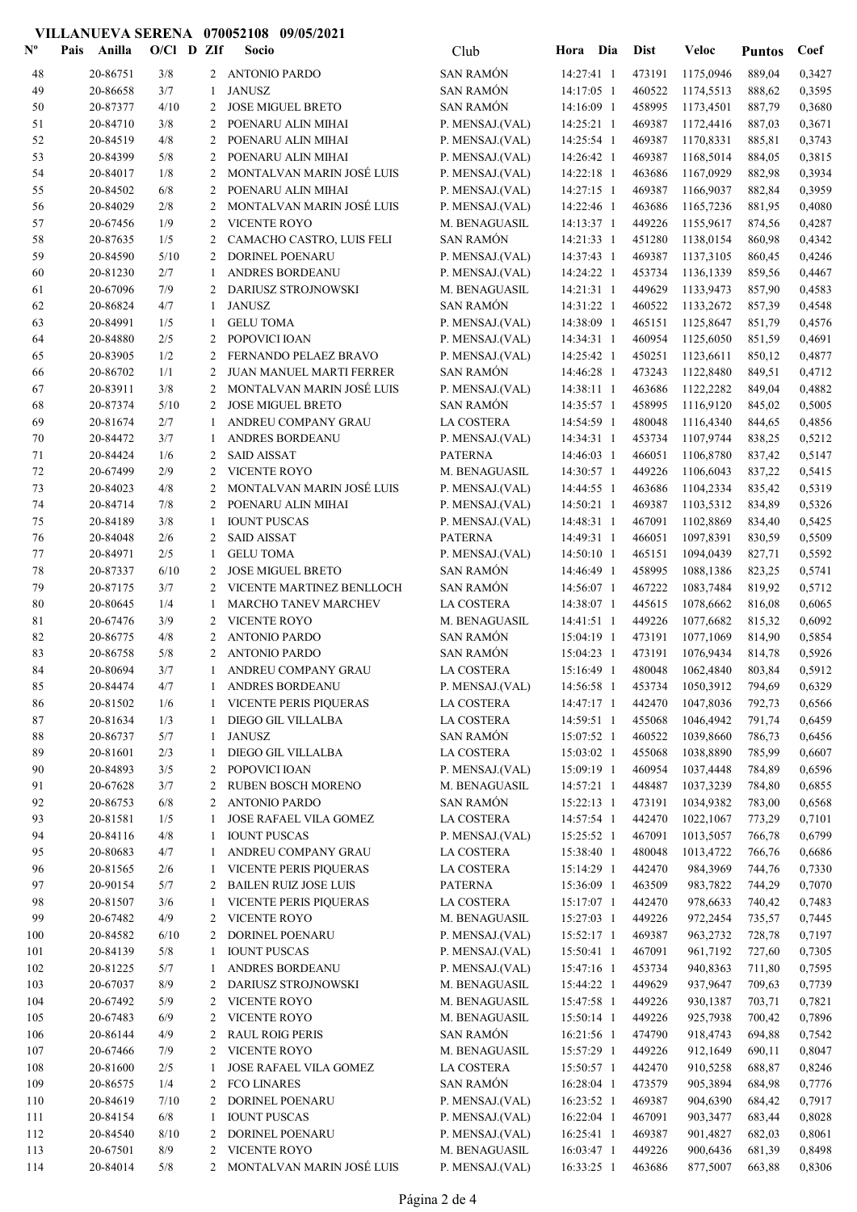**VILLANUEVA SERENA 070052108 09/05/2021**

| Nº | Pais | Anilla | O/Cl | D | ZIf | Socio | Club | Hora | Dia | Dist | Veloc | Puntos | Coef |
|---|---|---|---|---|---|---|---|---|---|---|---|---|---|
| 48 | | 20-86751 | 3/8 | | 2 | ANTONIO PARDO | SAN RAMÓN | 14:27:41 | 1 | 473191 | 1175,0946 | 889,04 | 0,3427 |
| 49 | | 20-86658 | 3/7 | | 1 | JANUSZ | SAN RAMÓN | 14:17:05 | 1 | 460522 | 1174,5513 | 888,62 | 0,3595 |
| 50 | | 20-87377 | 4/10 | | 2 | JOSE MIGUEL BRETO | SAN RAMÓN | 14:16:09 | 1 | 458995 | 1173,4501 | 887,79 | 0,3680 |
| 51 | | 20-84710 | 3/8 | | 2 | POENARU ALIN MIHAI | P. MENSAJ.(VAL) | 14:25:21 | 1 | 469387 | 1172,4416 | 887,03 | 0,3671 |
| 52 | | 20-84519 | 4/8 | | 2 | POENARU ALIN MIHAI | P. MENSAJ.(VAL) | 14:25:54 | 1 | 469387 | 1170,8331 | 885,81 | 0,3743 |
| 53 | | 20-84399 | 5/8 | | 2 | POENARU ALIN MIHAI | P. MENSAJ.(VAL) | 14:26:42 | 1 | 469387 | 1168,5014 | 884,05 | 0,3815 |
| 54 | | 20-84017 | 1/8 | | 2 | MONTALVAN MARIN JOSÉ LUIS | P. MENSAJ.(VAL) | 14:22:18 | 1 | 463686 | 1167,0929 | 882,98 | 0,3934 |
| 55 | | 20-84502 | 6/8 | | 2 | POENARU ALIN MIHAI | P. MENSAJ.(VAL) | 14:27:15 | 1 | 469387 | 1166,9037 | 882,84 | 0,3959 |
| 56 | | 20-84029 | 2/8 | | 2 | MONTALVAN MARIN JOSÉ LUIS | P. MENSAJ.(VAL) | 14:22:46 | 1 | 463686 | 1165,7236 | 881,95 | 0,4080 |
| 57 | | 20-67456 | 1/9 | | 2 | VICENTE ROYO | M. BENAGUASIL | 14:13:37 | 1 | 449226 | 1155,9617 | 874,56 | 0,4287 |
| 58 | | 20-87635 | 1/5 | | 2 | CAMACHO CASTRO, LUIS FELI | SAN RAMÓN | 14:21:33 | 1 | 451280 | 1138,0154 | 860,98 | 0,4342 |
| 59 | | 20-84590 | 5/10 | | 2 | DORINEL POENARU | P. MENSAJ.(VAL) | 14:37:43 | 1 | 469387 | 1137,3105 | 860,45 | 0,4246 |
| 60 | | 20-81230 | 2/7 | | 1 | ANDRES BORDEANU | P. MENSAJ.(VAL) | 14:24:22 | 1 | 453734 | 1136,1339 | 859,56 | 0,4467 |
| 61 | | 20-67096 | 7/9 | | 2 | DARIUSZ STROJNOWSKI | M. BENAGUASIL | 14:21:31 | 1 | 449629 | 1133,9473 | 857,90 | 0,4583 |
| 62 | | 20-86824 | 4/7 | | 1 | JANUSZ | SAN RAMÓN | 14:31:22 | 1 | 460522 | 1133,2672 | 857,39 | 0,4548 |
| 63 | | 20-84991 | 1/5 | | 1 | GELU TOMA | P. MENSAJ.(VAL) | 14:38:09 | 1 | 465151 | 1125,8647 | 851,79 | 0,4576 |
| 64 | | 20-84880 | 2/5 | | 2 | POPOVICI IOAN | P. MENSAJ.(VAL) | 14:34:31 | 1 | 460954 | 1125,6050 | 851,59 | 0,4691 |
| 65 | | 20-83905 | 1/2 | | 2 | FERNANDO PELAEZ BRAVO | P. MENSAJ.(VAL) | 14:25:42 | 1 | 450251 | 1123,6611 | 850,12 | 0,4877 |
| 66 | | 20-86702 | 1/1 | | 2 | JUAN MANUEL MARTI FERRER | SAN RAMÓN | 14:46:28 | 1 | 473243 | 1122,8480 | 849,51 | 0,4712 |
| 67 | | 20-83911 | 3/8 | | 2 | MONTALVAN MARIN JOSÉ LUIS | P. MENSAJ.(VAL) | 14:38:11 | 1 | 463686 | 1122,2282 | 849,04 | 0,4882 |
| 68 | | 20-87374 | 5/10 | | 2 | JOSE MIGUEL BRETO | SAN RAMÓN | 14:35:57 | 1 | 458995 | 1116,9120 | 845,02 | 0,5005 |
| 69 | | 20-81674 | 2/7 | | 1 | ANDREU COMPANY GRAU | LA COSTERA | 14:54:59 | 1 | 480048 | 1116,4340 | 844,65 | 0,4856 |
| 70 | | 20-84472 | 3/7 | | 1 | ANDRES BORDEANU | P. MENSAJ.(VAL) | 14:34:31 | 1 | 453734 | 1107,9744 | 838,25 | 0,5212 |
| 71 | | 20-84424 | 1/6 | | 2 | SAID AISSAT | PATERNA | 14:46:03 | 1 | 466051 | 1106,8780 | 837,42 | 0,5147 |
| 72 | | 20-67499 | 2/9 | | 2 | VICENTE ROYO | M. BENAGUASIL | 14:30:57 | 1 | 449226 | 1106,6043 | 837,22 | 0,5415 |
| 73 | | 20-84023 | 4/8 | | 2 | MONTALVAN MARIN JOSÉ LUIS | P. MENSAJ.(VAL) | 14:44:55 | 1 | 463686 | 1104,2334 | 835,42 | 0,5319 |
| 74 | | 20-84714 | 7/8 | | 2 | POENARU ALIN MIHAI | P. MENSAJ.(VAL) | 14:50:21 | 1 | 469387 | 1103,5312 | 834,89 | 0,5326 |
| 75 | | 20-84189 | 3/8 | | 1 | IOUNT PUSCAS | P. MENSAJ.(VAL) | 14:48:31 | 1 | 467091 | 1102,8869 | 834,40 | 0,5425 |
| 76 | | 20-84048 | 2/6 | | 2 | SAID AISSAT | PATERNA | 14:49:31 | 1 | 466051 | 1097,8391 | 830,59 | 0,5509 |
| 77 | | 20-84971 | 2/5 | | 1 | GELU TOMA | P. MENSAJ.(VAL) | 14:50:10 | 1 | 465151 | 1094,0439 | 827,71 | 0,5592 |
| 78 | | 20-87337 | 6/10 | | 2 | JOSE MIGUEL BRETO | SAN RAMÓN | 14:46:49 | 1 | 458995 | 1088,1386 | 823,25 | 0,5741 |
| 79 | | 20-87175 | 3/7 | | 2 | VICENTE MARTINEZ BENLLOCH | SAN RAMÓN | 14:56:07 | 1 | 467222 | 1083,7484 | 819,92 | 0,5712 |
| 80 | | 20-80645 | 1/4 | | 1 | MARCHO TANEV MARCHEV | LA COSTERA | 14:38:07 | 1 | 445615 | 1078,6662 | 816,08 | 0,6065 |
| 81 | | 20-67476 | 3/9 | | 2 | VICENTE ROYO | M. BENAGUASIL | 14:41:51 | 1 | 449226 | 1077,6682 | 815,32 | 0,6092 |
| 82 | | 20-86775 | 4/8 | | 2 | ANTONIO PARDO | SAN RAMÓN | 15:04:19 | 1 | 473191 | 1077,1069 | 814,90 | 0,5854 |
| 83 | | 20-86758 | 5/8 | | 2 | ANTONIO PARDO | SAN RAMÓN | 15:04:23 | 1 | 473191 | 1076,9434 | 814,78 | 0,5926 |
| 84 | | 20-80694 | 3/7 | | 1 | ANDREU COMPANY GRAU | LA COSTERA | 15:16:49 | 1 | 480048 | 1062,4840 | 803,84 | 0,5912 |
| 85 | | 20-84474 | 4/7 | | 1 | ANDRES BORDEANU | P. MENSAJ.(VAL) | 14:56:58 | 1 | 453734 | 1050,3912 | 794,69 | 0,6329 |
| 86 | | 20-81502 | 1/6 | | 1 | VICENTE PERIS PIQUERAS | LA COSTERA | 14:47:17 | 1 | 442470 | 1047,8036 | 792,73 | 0,6566 |
| 87 | | 20-81634 | 1/3 | | 1 | DIEGO GIL VILLALBA | LA COSTERA | 14:59:51 | 1 | 455068 | 1046,4942 | 791,74 | 0,6459 |
| 88 | | 20-86737 | 5/7 | | 1 | JANUSZ | SAN RAMÓN | 15:07:52 | 1 | 460522 | 1039,8660 | 786,73 | 0,6456 |
| 89 | | 20-81601 | 2/3 | | 1 | DIEGO GIL VILLALBA | LA COSTERA | 15:03:02 | 1 | 455068 | 1038,8890 | 785,99 | 0,6607 |
| 90 | | 20-84893 | 3/5 | | 2 | POPOVICI IOAN | P. MENSAJ.(VAL) | 15:09:19 | 1 | 460954 | 1037,4448 | 784,89 | 0,6596 |
| 91 | | 20-67628 | 3/7 | | 2 | RUBEN BOSCH MORENO | M. BENAGUASIL | 14:57:21 | 1 | 448487 | 1037,3239 | 784,80 | 0,6855 |
| 92 | | 20-86753 | 6/8 | | 2 | ANTONIO PARDO | SAN RAMÓN | 15:22:13 | 1 | 473191 | 1034,9382 | 783,00 | 0,6568 |
| 93 | | 20-81581 | 1/5 | | 1 | JOSE RAFAEL VILA GOMEZ | LA COSTERA | 14:57:54 | 1 | 442470 | 1022,1067 | 773,29 | 0,7101 |
| 94 | | 20-84116 | 4/8 | | 1 | IOUNT PUSCAS | P. MENSAJ.(VAL) | 15:25:52 | 1 | 467091 | 1013,5057 | 766,78 | 0,6799 |
| 95 | | 20-80683 | 4/7 | | 1 | ANDREU COMPANY GRAU | LA COSTERA | 15:38:40 | 1 | 480048 | 1013,4722 | 766,76 | 0,6686 |
| 96 | | 20-81565 | 2/6 | | 1 | VICENTE PERIS PIQUERAS | LA COSTERA | 15:14:29 | 1 | 442470 | 984,3969 | 744,76 | 0,7330 |
| 97 | | 20-90154 | 5/7 | | 2 | BAILEN RUIZ JOSE LUIS | PATERNA | 15:36:09 | 1 | 463509 | 983,7822 | 744,29 | 0,7070 |
| 98 | | 20-81507 | 3/6 | | 1 | VICENTE PERIS PIQUERAS | LA COSTERA | 15:17:07 | 1 | 442470 | 978,6633 | 740,42 | 0,7483 |
| 99 | | 20-67482 | 4/9 | | 2 | VICENTE ROYO | M. BENAGUASIL | 15:27:03 | 1 | 449226 | 972,2454 | 735,57 | 0,7445 |
| 100 | | 20-84582 | 6/10 | | 2 | DORINEL POENARU | P. MENSAJ.(VAL) | 15:52:17 | 1 | 469387 | 963,2732 | 728,78 | 0,7197 |
| 101 | | 20-84139 | 5/8 | | 1 | IOUNT PUSCAS | P. MENSAJ.(VAL) | 15:50:41 | 1 | 467091 | 961,7192 | 727,60 | 0,7305 |
| 102 | | 20-81225 | 5/7 | | 1 | ANDRES BORDEANU | P. MENSAJ.(VAL) | 15:47:16 | 1 | 453734 | 940,8363 | 711,80 | 0,7595 |
| 103 | | 20-67037 | 8/9 | | 2 | DARIUSZ STROJNOWSKI | M. BENAGUASIL | 15:44:22 | 1 | 449629 | 937,9647 | 709,63 | 0,7739 |
| 104 | | 20-67492 | 5/9 | | 2 | VICENTE ROYO | M. BENAGUASIL | 15:47:58 | 1 | 449226 | 930,1387 | 703,71 | 0,7821 |
| 105 | | 20-67483 | 6/9 | | 2 | VICENTE ROYO | M. BENAGUASIL | 15:50:14 | 1 | 449226 | 925,7938 | 700,42 | 0,7896 |
| 106 | | 20-86144 | 4/9 | | 2 | RAUL ROIG PERIS | SAN RAMÓN | 16:21:56 | 1 | 474790 | 918,4743 | 694,88 | 0,7542 |
| 107 | | 20-67466 | 7/9 | | 2 | VICENTE ROYO | M. BENAGUASIL | 15:57:29 | 1 | 449226 | 912,1649 | 690,11 | 0,8047 |
| 108 | | 20-81600 | 2/5 | | 1 | JOSE RAFAEL VILA GOMEZ | LA COSTERA | 15:50:57 | 1 | 442470 | 910,5258 | 688,87 | 0,8246 |
| 109 | | 20-86575 | 1/4 | | 2 | FCO LINARES | SAN RAMÓN | 16:28:04 | 1 | 473579 | 905,3894 | 684,98 | 0,7776 |
| 110 | | 20-84619 | 7/10 | | 2 | DORINEL POENARU | P. MENSAJ.(VAL) | 16:23:52 | 1 | 469387 | 904,6390 | 684,42 | 0,7917 |
| 111 | | 20-84154 | 6/8 | | 1 | IOUNT PUSCAS | P. MENSAJ.(VAL) | 16:22:04 | 1 | 467091 | 903,3477 | 683,44 | 0,8028 |
| 112 | | 20-84540 | 8/10 | | 2 | DORINEL POENARU | P. MENSAJ.(VAL) | 16:25:41 | 1 | 469387 | 901,4827 | 682,03 | 0,8061 |
| 113 | | 20-67501 | 8/9 | | 2 | VICENTE ROYO | M. BENAGUASIL | 16:03:47 | 1 | 449226 | 900,6436 | 681,39 | 0,8498 |
| 114 | | 20-84014 | 5/8 | | 2 | MONTALVAN MARIN JOSÉ LUIS | P. MENSAJ.(VAL) | 16:33:25 | 1 | 463686 | 877,5007 | 663,88 | 0,8306 |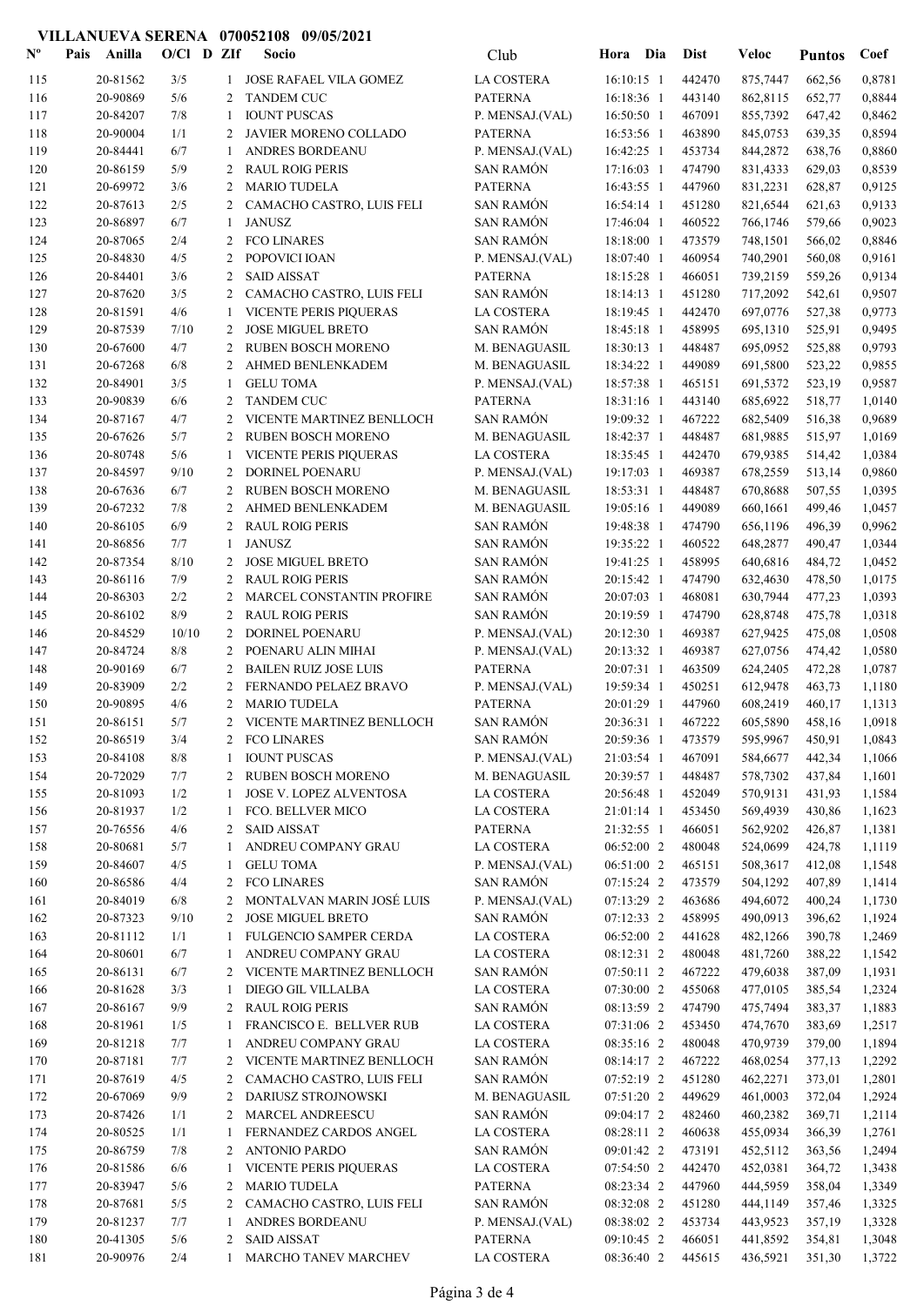# VILLANUEVA SERENA 070052108 09/05/2021

| Nº | Pais | Anilla | O/Cl | D | ZIf | Socio | Club | Hora | Dia | Dist | Veloc | Puntos | Coef |
|---|---|---|---|---|---|---|---|---|---|---|---|---|---|
| 115 | | 20-81562 | 3/5 | | 1 | JOSE RAFAEL VILA GOMEZ | LA COSTERA | 16:10:15 | 1 | 442470 | 875,7447 | 662,56 | 0,8781 |
| 116 | | 20-90869 | 5/6 | | 2 | TANDEM CUC | PATERNA | 16:18:36 | 1 | 443140 | 862,8115 | 652,77 | 0,8844 |
| 117 | | 20-84207 | 7/8 | | 1 | IOUNT PUSCAS | P. MENSAJ.(VAL) | 16:50:50 | 1 | 467091 | 855,7392 | 647,42 | 0,8462 |
| 118 | | 20-90004 | 1/1 | | 2 | JAVIER MORENO COLLADO | PATERNA | 16:53:56 | 1 | 463890 | 845,0753 | 639,35 | 0,8594 |
| 119 | | 20-84441 | 6/7 | | 1 | ANDRES BORDEANU | P. MENSAJ.(VAL) | 16:42:25 | 1 | 453734 | 844,2872 | 638,76 | 0,8860 |
| 120 | | 20-86159 | 5/9 | | 2 | RAUL ROIG PERIS | SAN RAMÓN | 17:16:03 | 1 | 474790 | 831,4333 | 629,03 | 0,8539 |
| 121 | | 20-69972 | 3/6 | | 2 | MARIO TUDELA | PATERNA | 16:43:55 | 1 | 447960 | 831,2231 | 628,87 | 0,9125 |
| 122 | | 20-87613 | 2/5 | | 2 | CAMACHO CASTRO, LUIS FELI | SAN RAMÓN | 16:54:14 | 1 | 451280 | 821,6544 | 621,63 | 0,9133 |
| 123 | | 20-86897 | 6/7 | | 1 | JANUSZ | SAN RAMÓN | 17:46:04 | 1 | 460522 | 766,1746 | 579,66 | 0,9023 |
| 124 | | 20-87065 | 2/4 | | 2 | FCO LINARES | SAN RAMÓN | 18:18:00 | 1 | 473579 | 748,1501 | 566,02 | 0,8846 |
| 125 | | 20-84830 | 4/5 | | 2 | POPOVICI IOAN | P. MENSAJ.(VAL) | 18:07:40 | 1 | 460954 | 740,2901 | 560,08 | 0,9161 |
| 126 | | 20-84401 | 3/6 | | 2 | SAID AISSAT | PATERNA | 18:15:28 | 1 | 466051 | 739,2159 | 559,26 | 0,9134 |
| 127 | | 20-87620 | 3/5 | | 2 | CAMACHO CASTRO, LUIS FELI | SAN RAMÓN | 18:14:13 | 1 | 451280 | 717,2092 | 542,61 | 0,9507 |
| 128 | | 20-81591 | 4/6 | | 1 | VICENTE PERIS PIQUERAS | LA COSTERA | 18:19:45 | 1 | 442470 | 697,0776 | 527,38 | 0,9773 |
| 129 | | 20-87539 | 7/10 | | 2 | JOSE MIGUEL BRETO | SAN RAMÓN | 18:45:18 | 1 | 458995 | 695,1310 | 525,91 | 0,9495 |
| 130 | | 20-67600 | 4/7 | | 2 | RUBEN BOSCH MORENO | M. BENAGUASIL | 18:30:13 | 1 | 448487 | 695,0952 | 525,88 | 0,9793 |
| 131 | | 20-67268 | 6/8 | | 2 | AHMED BENLENKADEM | M. BENAGUASIL | 18:34:22 | 1 | 449089 | 691,5800 | 523,22 | 0,9855 |
| 132 | | 20-84901 | 3/5 | | 1 | GELU TOMA | P. MENSAJ.(VAL) | 18:57:38 | 1 | 465151 | 691,5372 | 523,19 | 0,9587 |
| 133 | | 20-90839 | 6/6 | | 2 | TANDEM CUC | PATERNA | 18:31:16 | 1 | 443140 | 685,6922 | 518,77 | 1,0140 |
| 134 | | 20-87167 | 4/7 | | 2 | VICENTE MARTINEZ BENLLOCH | SAN RAMÓN | 19:09:32 | 1 | 467222 | 682,5409 | 516,38 | 0,9689 |
| 135 | | 20-67626 | 5/7 | | 2 | RUBEN BOSCH MORENO | M. BENAGUASIL | 18:42:37 | 1 | 448487 | 681,9885 | 515,97 | 1,0169 |
| 136 | | 20-80748 | 5/6 | | 1 | VICENTE PERIS PIQUERAS | LA COSTERA | 18:35:45 | 1 | 442470 | 679,9385 | 514,42 | 1,0384 |
| 137 | | 20-84597 | 9/10 | | 2 | DORINEL POENARU | P. MENSAJ.(VAL) | 19:17:03 | 1 | 469387 | 678,2559 | 513,14 | 0,9860 |
| 138 | | 20-67636 | 6/7 | | 2 | RUBEN BOSCH MORENO | M. BENAGUASIL | 18:53:31 | 1 | 448487 | 670,8688 | 507,55 | 1,0395 |
| 139 | | 20-67232 | 7/8 | | 2 | AHMED BENLENKADEM | M. BENAGUASIL | 19:05:16 | 1 | 449089 | 660,1661 | 499,46 | 1,0457 |
| 140 | | 20-86105 | 6/9 | | 2 | RAUL ROIG PERIS | SAN RAMÓN | 19:48:38 | 1 | 474790 | 656,1196 | 496,39 | 0,9962 |
| 141 | | 20-86856 | 7/7 | | 1 | JANUSZ | SAN RAMÓN | 19:35:22 | 1 | 460522 | 648,2877 | 490,47 | 1,0344 |
| 142 | | 20-87354 | 8/10 | | 2 | JOSE MIGUEL BRETO | SAN RAMÓN | 19:41:25 | 1 | 458995 | 640,6816 | 484,72 | 1,0452 |
| 143 | | 20-86116 | 7/9 | | 2 | RAUL ROIG PERIS | SAN RAMÓN | 20:15:42 | 1 | 474790 | 632,4630 | 478,50 | 1,0175 |
| 144 | | 20-86303 | 2/2 | | 2 | MARCEL CONSTANTIN PROFIRE | SAN RAMÓN | 20:07:03 | 1 | 468081 | 630,7944 | 477,23 | 1,0393 |
| 145 | | 20-86102 | 8/9 | | 2 | RAUL ROIG PERIS | SAN RAMÓN | 20:19:59 | 1 | 474790 | 628,8748 | 475,78 | 1,0318 |
| 146 | | 20-84529 | 10/10 | | 2 | DORINEL POENARU | P. MENSAJ.(VAL) | 20:12:30 | 1 | 469387 | 627,9425 | 475,08 | 1,0508 |
| 147 | | 20-84724 | 8/8 | | 2 | POENARU ALIN MIHAI | P. MENSAJ.(VAL) | 20:13:32 | 1 | 469387 | 627,0756 | 474,42 | 1,0580 |
| 148 | | 20-90169 | 6/7 | | 2 | BAILEN RUIZ JOSE LUIS | PATERNA | 20:07:31 | 1 | 463509 | 624,2405 | 472,28 | 1,0787 |
| 149 | | 20-83909 | 2/2 | | 2 | FERNANDO PELAEZ BRAVO | P. MENSAJ.(VAL) | 19:59:34 | 1 | 450251 | 612,9478 | 463,73 | 1,1180 |
| 150 | | 20-90895 | 4/6 | | 2 | MARIO TUDELA | PATERNA | 20:01:29 | 1 | 447960 | 608,2419 | 460,17 | 1,1313 |
| 151 | | 20-86151 | 5/7 | | 2 | VICENTE MARTINEZ BENLLOCH | SAN RAMÓN | 20:36:31 | 1 | 467222 | 605,5890 | 458,16 | 1,0918 |
| 152 | | 20-86519 | 3/4 | | 2 | FCO LINARES | SAN RAMÓN | 20:59:36 | 1 | 473579 | 595,9967 | 450,91 | 1,0843 |
| 153 | | 20-84108 | 8/8 | | 1 | IOUNT PUSCAS | P. MENSAJ.(VAL) | 21:03:54 | 1 | 467091 | 584,6677 | 442,34 | 1,1066 |
| 154 | | 20-72029 | 7/7 | | 2 | RUBEN BOSCH MORENO | M. BENAGUASIL | 20:39:57 | 1 | 448487 | 578,7302 | 437,84 | 1,1601 |
| 155 | | 20-81093 | 1/2 | | 1 | JOSE V. LOPEZ ALVENTOSA | LA COSTERA | 20:56:48 | 1 | 452049 | 570,9131 | 431,93 | 1,1584 |
| 156 | | 20-81937 | 1/2 | | 1 | FCO. BELLVER MICO | LA COSTERA | 21:01:14 | 1 | 453450 | 569,4939 | 430,86 | 1,1623 |
| 157 | | 20-76556 | 4/6 | | 2 | SAID AISSAT | PATERNA | 21:32:55 | 1 | 466051 | 562,9202 | 426,87 | 1,1381 |
| 158 | | 20-80681 | 5/7 | | 1 | ANDREU COMPANY GRAU | LA COSTERA | 06:52:00 | 2 | 480048 | 524,0699 | 424,78 | 1,1119 |
| 159 | | 20-84607 | 4/5 | | 1 | GELU TOMA | P. MENSAJ.(VAL) | 06:51:00 | 2 | 465151 | 508,3617 | 412,08 | 1,1548 |
| 160 | | 20-86586 | 4/4 | | 2 | FCO LINARES | SAN RAMÓN | 07:15:24 | 2 | 473579 | 504,1292 | 407,89 | 1,1414 |
| 161 | | 20-84019 | 6/8 | | 2 | MONTALVAN MARIN JOSÉ LUIS | P. MENSAJ.(VAL) | 07:13:29 | 2 | 463686 | 494,6072 | 400,24 | 1,1730 |
| 162 | | 20-87323 | 9/10 | | 2 | JOSE MIGUEL BRETO | SAN RAMÓN | 07:12:33 | 2 | 458995 | 490,0913 | 396,62 | 1,1924 |
| 163 | | 20-81112 | 1/1 | | 1 | FULGENCIO SAMPER CERDA | LA COSTERA | 06:52:00 | 2 | 441628 | 482,1266 | 390,78 | 1,2469 |
| 164 | | 20-80601 | 6/7 | | 1 | ANDREU COMPANY GRAU | LA COSTERA | 08:12:31 | 2 | 480048 | 481,7260 | 388,22 | 1,1542 |
| 165 | | 20-86131 | 6/7 | | 2 | VICENTE MARTINEZ BENLLOCH | SAN RAMÓN | 07:50:11 | 2 | 467222 | 479,6038 | 387,09 | 1,1931 |
| 166 | | 20-81628 | 3/3 | | 1 | DIEGO GIL VILLALBA | LA COSTERA | 07:30:00 | 2 | 455068 | 477,0105 | 385,54 | 1,2324 |
| 167 | | 20-86167 | 9/9 | | 2 | RAUL ROIG PERIS | SAN RAMÓN | 08:13:59 | 2 | 474790 | 475,7494 | 383,37 | 1,1883 |
| 168 | | 20-81961 | 1/5 | | 1 | FRANCISCO E. BELLVER RUB | LA COSTERA | 07:31:06 | 2 | 453450 | 474,7670 | 383,69 | 1,2517 |
| 169 | | 20-81218 | 7/7 | | 1 | ANDREU COMPANY GRAU | LA COSTERA | 08:35:16 | 2 | 480048 | 470,9739 | 379,00 | 1,1894 |
| 170 | | 20-87181 | 7/7 | | 2 | VICENTE MARTINEZ BENLLOCH | SAN RAMÓN | 08:14:17 | 2 | 467222 | 468,0254 | 377,13 | 1,2292 |
| 171 | | 20-87619 | 4/5 | | 2 | CAMACHO CASTRO, LUIS FELI | SAN RAMÓN | 07:52:19 | 2 | 451280 | 462,2271 | 373,01 | 1,2801 |
| 172 | | 20-67069 | 9/9 | | 2 | DARIUSZ STROJNOWSKI | M. BENAGUASIL | 07:51:20 | 2 | 449629 | 461,0003 | 372,04 | 1,2924 |
| 173 | | 20-87426 | 1/1 | | 2 | MARCEL ANDREESCU | SAN RAMÓN | 09:04:17 | 2 | 482460 | 460,2382 | 369,71 | 1,2114 |
| 174 | | 20-80525 | 1/1 | | 1 | FERNANDEZ CARDOS ANGEL | LA COSTERA | 08:28:11 | 2 | 460638 | 455,0934 | 366,39 | 1,2761 |
| 175 | | 20-86759 | 7/8 | | 2 | ANTONIO PARDO | SAN RAMÓN | 09:01:42 | 2 | 473191 | 452,5112 | 363,56 | 1,2494 |
| 176 | | 20-81586 | 6/6 | | 1 | VICENTE PERIS PIQUERAS | LA COSTERA | 07:54:50 | 2 | 442470 | 452,0381 | 364,72 | 1,3438 |
| 177 | | 20-83947 | 5/6 | | 2 | MARIO TUDELA | PATERNA | 08:23:34 | 2 | 447960 | 444,5959 | 358,04 | 1,3349 |
| 178 | | 20-87681 | 5/5 | | 2 | CAMACHO CASTRO, LUIS FELI | SAN RAMÓN | 08:32:08 | 2 | 451280 | 444,1149 | 357,46 | 1,3325 |
| 179 | | 20-81237 | 7/7 | | 1 | ANDRES BORDEANU | P. MENSAJ.(VAL) | 08:38:02 | 2 | 453734 | 443,9523 | 357,19 | 1,3328 |
| 180 | | 20-41305 | 5/6 | | 2 | SAID AISSAT | PATERNA | 09:10:45 | 2 | 466051 | 441,8592 | 354,81 | 1,3048 |
| 181 | | 20-90976 | 2/4 | | 1 | MARCHO TANEV MARCHEV | LA COSTERA | 08:36:40 | 2 | 445615 | 436,5921 | 351,30 | 1,3722 |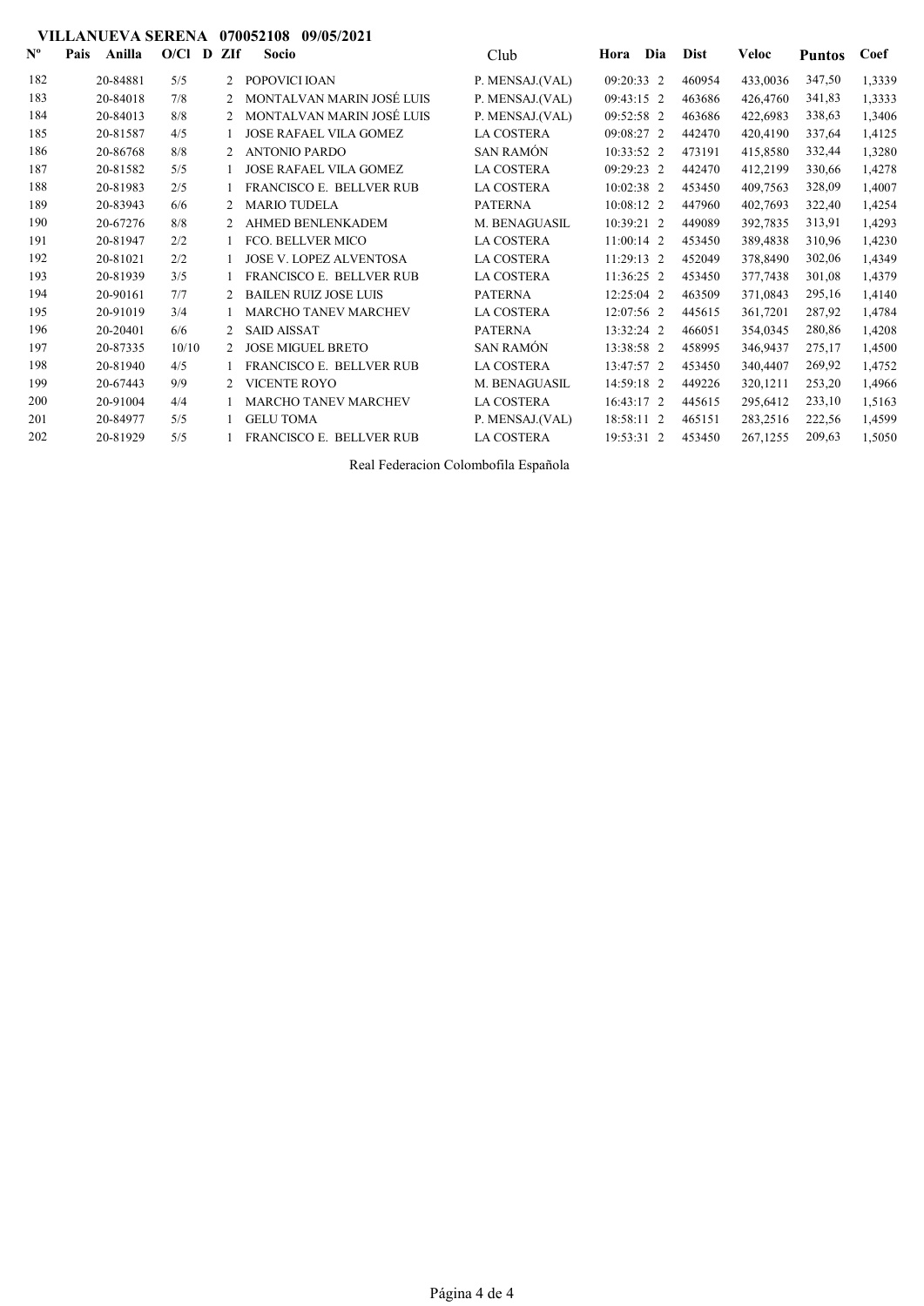**VILLANUEVA SERENA 070052108 09/05/2021**

| Nº | Pais | Anilla | O/Cl | D | ZIf | Socio | Club | Hora | Dia | Dist | Veloc | Puntos | Coef |
|---|---|---|---|---|---|---|---|---|---|---|---|---|---|
| 182 | | 20-84881 | 5/5 | | 2 | POPOVICI IOAN | P. MENSAJ.(VAL) | 09:20:33 | 2 | 460954 | 433,0036 | 347,50 | 1,3339 |
| 183 | | 20-84018 | 7/8 | | 2 | MONTALVAN MARIN JOSÉ LUIS | P. MENSAJ.(VAL) | 09:43:15 | 2 | 463686 | 426,4760 | 341,83 | 1,3333 |
| 184 | | 20-84013 | 8/8 | | 2 | MONTALVAN MARIN JOSÉ LUIS | P. MENSAJ.(VAL) | 09:52:58 | 2 | 463686 | 422,6983 | 338,63 | 1,3406 |
| 185 | | 20-81587 | 4/5 | | 1 | JOSE RAFAEL VILA GOMEZ | LA COSTERA | 09:08:27 | 2 | 442470 | 420,4190 | 337,64 | 1,4125 |
| 186 | | 20-86768 | 8/8 | | 2 | ANTONIO PARDO | SAN RAMÓN | 10:33:52 | 2 | 473191 | 415,8580 | 332,44 | 1,3280 |
| 187 | | 20-81582 | 5/5 | | 1 | JOSE RAFAEL VILA GOMEZ | LA COSTERA | 09:29:23 | 2 | 442470 | 412,2199 | 330,66 | 1,4278 |
| 188 | | 20-81983 | 2/5 | | 1 | FRANCISCO E. BELLVER RUB | LA COSTERA | 10:02:38 | 2 | 453450 | 409,7563 | 328,09 | 1,4007 |
| 189 | | 20-83943 | 6/6 | | 2 | MARIO TUDELA | PATERNA | 10:08:12 | 2 | 447960 | 402,7693 | 322,40 | 1,4254 |
| 190 | | 20-67276 | 8/8 | | 2 | AHMED BENLENKADEM | M. BENAGUASIL | 10:39:21 | 2 | 449089 | 392,7835 | 313,91 | 1,4293 |
| 191 | | 20-81947 | 2/2 | | 1 | FCO. BELLVER MICO | LA COSTERA | 11:00:14 | 2 | 453450 | 389,4838 | 310,96 | 1,4230 |
| 192 | | 20-81021 | 2/2 | | 1 | JOSE V. LOPEZ ALVENTOSA | LA COSTERA | 11:29:13 | 2 | 452049 | 378,8490 | 302,06 | 1,4349 |
| 193 | | 20-81939 | 3/5 | | 1 | FRANCISCO E. BELLVER RUB | LA COSTERA | 11:36:25 | 2 | 453450 | 377,7438 | 301,08 | 1,4379 |
| 194 | | 20-90161 | 7/7 | | 2 | BAILEN RUIZ JOSE LUIS | PATERNA | 12:25:04 | 2 | 463509 | 371,0843 | 295,16 | 1,4140 |
| 195 | | 20-91019 | 3/4 | | 1 | MARCHO TANEV MARCHEV | LA COSTERA | 12:07:56 | 2 | 445615 | 361,7201 | 287,92 | 1,4784 |
| 196 | | 20-20401 | 6/6 | | 2 | SAID AISSAT | PATERNA | 13:32:24 | 2 | 466051 | 354,0345 | 280,86 | 1,4208 |
| 197 | | 20-87335 | 10/10 | | 2 | JOSE MIGUEL BRETO | SAN RAMÓN | 13:38:58 | 2 | 458995 | 346,9437 | 275,17 | 1,4500 |
| 198 | | 20-81940 | 4/5 | | 1 | FRANCISCO E. BELLVER RUB | LA COSTERA | 13:47:57 | 2 | 453450 | 340,4407 | 269,92 | 1,4752 |
| 199 | | 20-67443 | 9/9 | | 2 | VICENTE ROYO | M. BENAGUASIL | 14:59:18 | 2 | 449226 | 320,1211 | 253,20 | 1,4966 |
| 200 | | 20-91004 | 4/4 | | 1 | MARCHO TANEV MARCHEV | LA COSTERA | 16:43:17 | 2 | 445615 | 295,6412 | 233,10 | 1,5163 |
| 201 | | 20-84977 | 5/5 | | 1 | GELU TOMA | P. MENSAJ.(VAL) | 18:58:11 | 2 | 465151 | 283,2516 | 222,56 | 1,4599 |
| 202 | | 20-81929 | 5/5 | | 1 | FRANCISCO E. BELLVER RUB | LA COSTERA | 19:53:31 | 2 | 453450 | 267,1255 | 209,63 | 1,5050 |

Real Federacion Colombofila Española